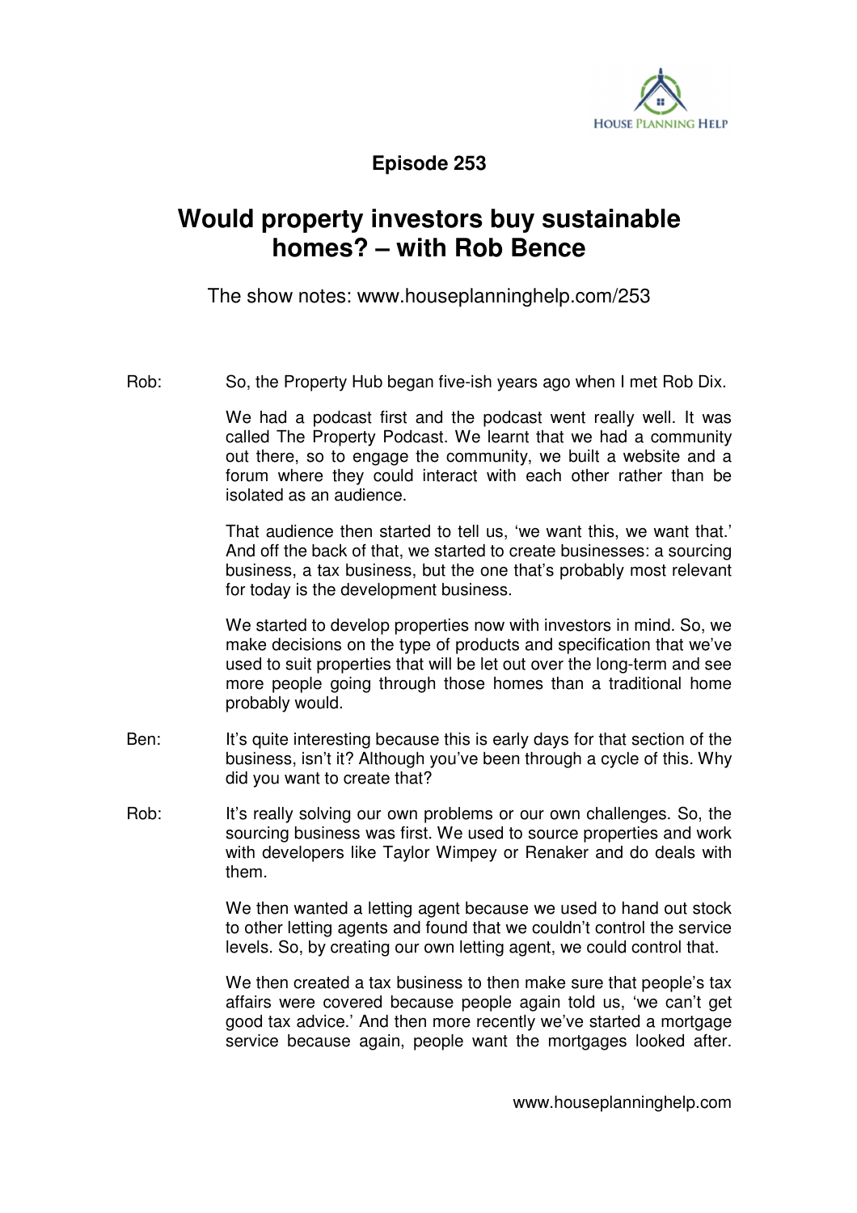**Episode 253**

# Would property investors buy sustainable homes? – with Rob Bence

The show notes: www.houseplanninghelp.com/253

Rob: So, the Property Hub began five-ish years ago when I met Rob Dix.

We had a podcast first and the podcast went really well. It was called The Property Podcast. We learnt that we had a community out there, so to engage the community, we built a website and a forum where they could interact with each other rather than be isolated as an audience.

That audience then started to tell us, 'we want this, we want that.' And off the back of that, we started to create businesses: a sourcing business, a tax business, but the one that's probably most relevant for today is the development business.

We started to develop properties now with investors in mind. So, we make decisions on the type of products and specification that we've used to suit properties that will be let out over the long-term and see more people going through those homes than a traditional home probably would.

Ben: It's quite interesting because this is early days for that section of the business, isn't it? Although you've been through a cycle of this. Why did you want to create that?

Rob: It's really solving our own problems or our own challenges. So, the sourcing business was first. We used to source properties and work with developers like Taylor Wimpey or Renaker and do deals with them.

We then wanted a letting agent because we used to hand out stock to other letting agents and found that we couldn't control the service levels. So, by creating our own letting agent, we could control that.

We then created a tax business to then make sure that people's tax affairs were covered because people again told us, 'we can't get good tax advice.' And then more recently we've started a mortgage service because again, people want the mortgages looked after.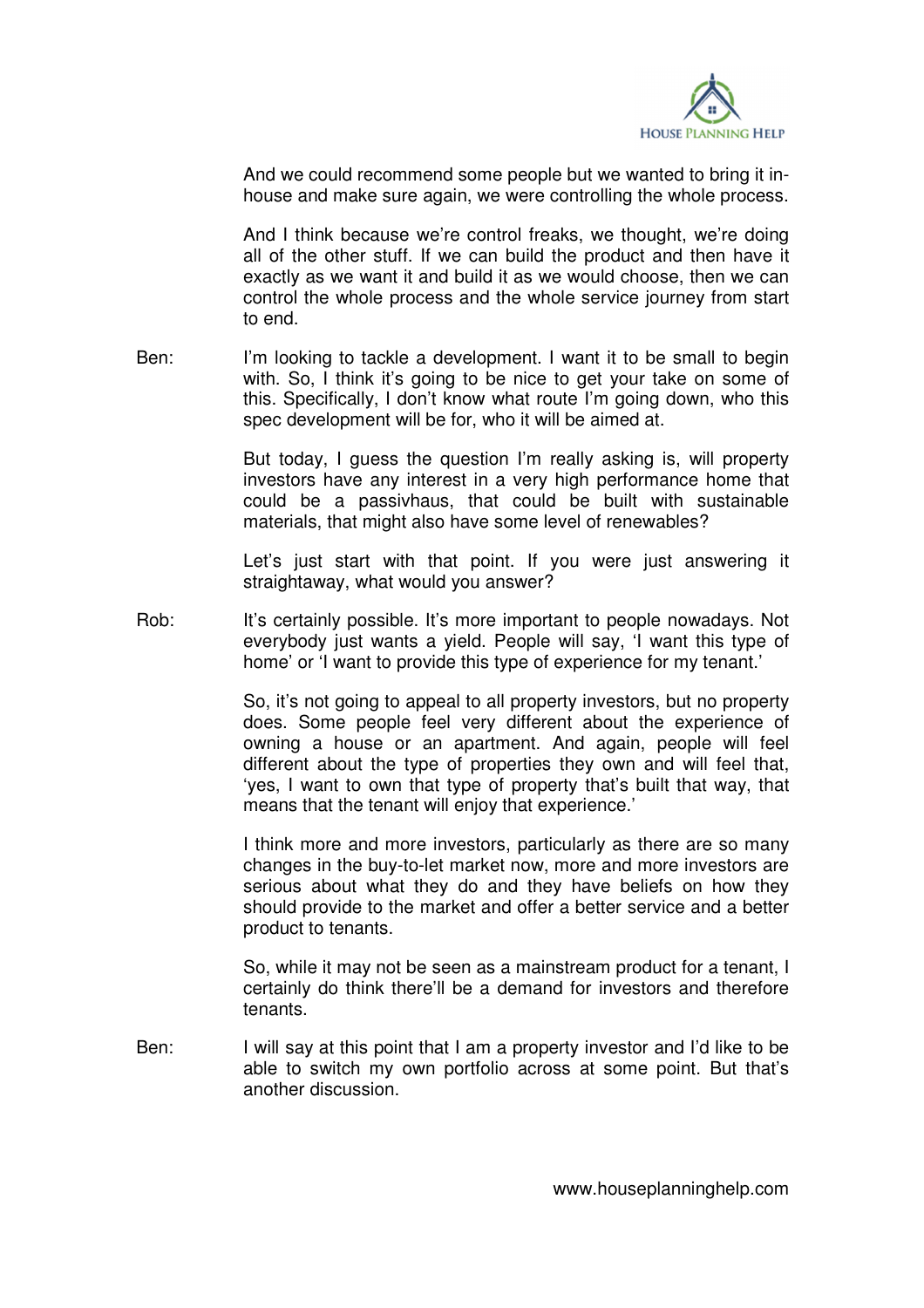And we could recommend some people but we wanted to bring it in-house and make sure again, we were controlling the whole process.

And I think because we're control freaks, we thought, we're doing all of the other stuff. If we can build the product and then have it exactly as we want it and build it as we would choose, then we can control the whole process and the whole service journey from start to end.

Ben: I'm looking to tackle a development. I want it to be small to begin with. So, I think it's going to be nice to get your take on some of this. Specifically, I don't know what route I'm going down, who this spec development will be for, who it will be aimed at.

But today, I guess the question I'm really asking is, will property investors have any interest in a very high performance home that could be a passivhaus, that could be built with sustainable materials, that might also have some level of renewables?

Let's just start with that point. If you were just answering it straightaway, what would you answer?

Rob: It's certainly possible. It's more important to people nowadays. Not everybody just wants a yield. People will say, 'I want this type of home' or 'I want to provide this type of experience for my tenant.'

So, it's not going to appeal to all property investors, but no property does. Some people feel very different about the experience of owning a house or an apartment. And again, people will feel different about the type of properties they own and will feel that, 'yes, I want to own that type of property that's built that way, that means that the tenant will enjoy that experience.'

I think more and more investors, particularly as there are so many changes in the buy-to-let market now, more and more investors are serious about what they do and they have beliefs on how they should provide to the market and offer a better service and a better product to tenants.

So, while it may not be seen as a mainstream product for a tenant, I certainly do think there'll be a demand for investors and therefore tenants.

Ben: I will say at this point that I am a property investor and I'd like to be able to switch my own portfolio across at some point. But that's another discussion.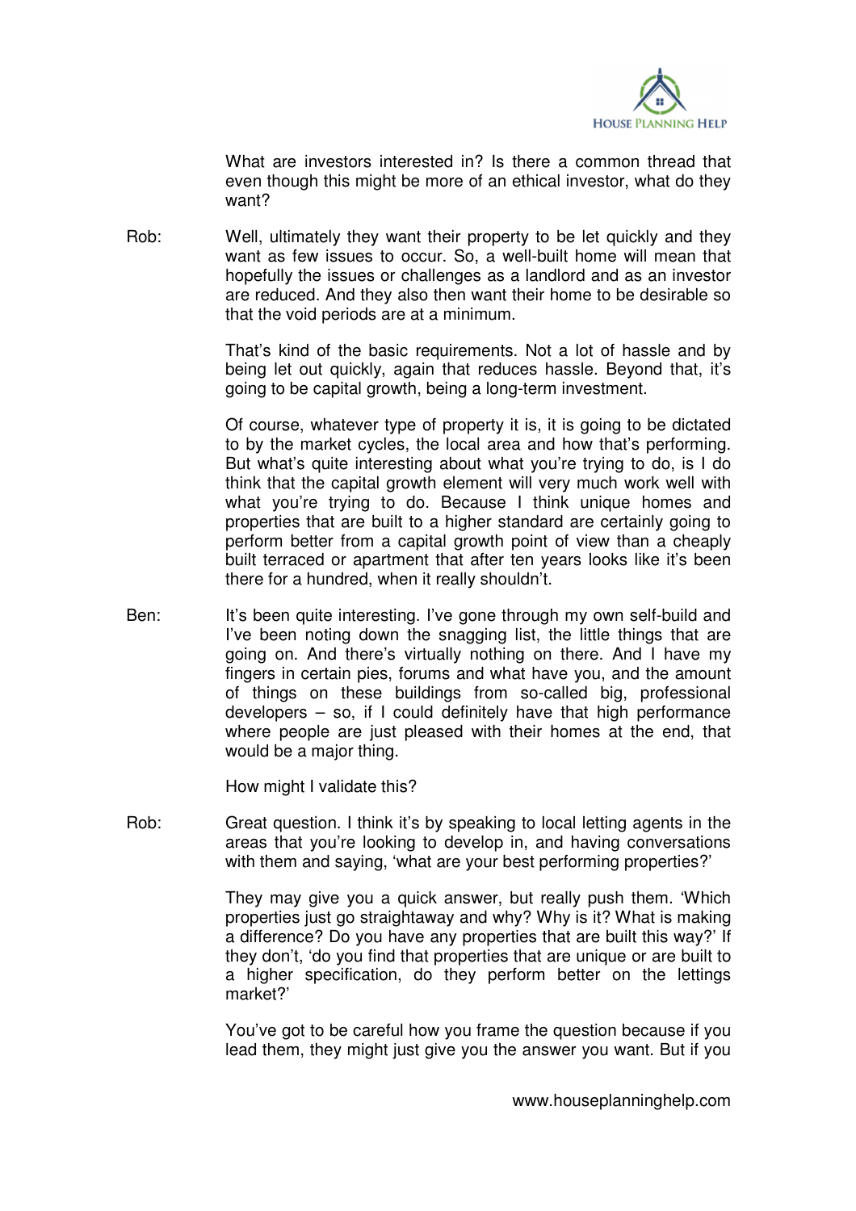What are investors interested in? Is there a common thread that even though this might be more of an ethical investor, what do they want?

Rob: Well, ultimately they want their property to be let quickly and they want as few issues to occur. So, a well-built home will mean that hopefully the issues or challenges as a landlord and as an investor are reduced. And they also then want their home to be desirable so that the void periods are at a minimum.

That's kind of the basic requirements. Not a lot of hassle and by being let out quickly, again that reduces hassle. Beyond that, it's going to be capital growth, being a long-term investment.

Of course, whatever type of property it is, it is going to be dictated to by the market cycles, the local area and how that's performing. But what's quite interesting about what you're trying to do, is I do think that the capital growth element will very much work well with what you're trying to do. Because I think unique homes and properties that are built to a higher standard are certainly going to perform better from a capital growth point of view than a cheaply built terraced or apartment that after ten years looks like it's been there for a hundred, when it really shouldn't.

Ben: It's been quite interesting. I've gone through my own self-build and I've been noting down the snagging list, the little things that are going on. And there's virtually nothing on there. And I have my fingers in certain pies, forums and what have you, and the amount of things on these buildings from so-called big, professional developers – so, if I could definitely have that high performance where people are just pleased with their homes at the end, that would be a major thing.

How might I validate this?

Rob: Great question. I think it's by speaking to local letting agents in the areas that you're looking to develop in, and having conversations with them and saying, 'what are your best performing properties?'

They may give you a quick answer, but really push them. 'Which properties just go straightaway and why? Why is it? What is making a difference? Do you have any properties that are built this way?' If they don't, 'do you find that properties that are unique or are built to a higher specification, do they perform better on the lettings market?'

You've got to be careful how you frame the question because if you lead them, they might just give you the answer you want. But if you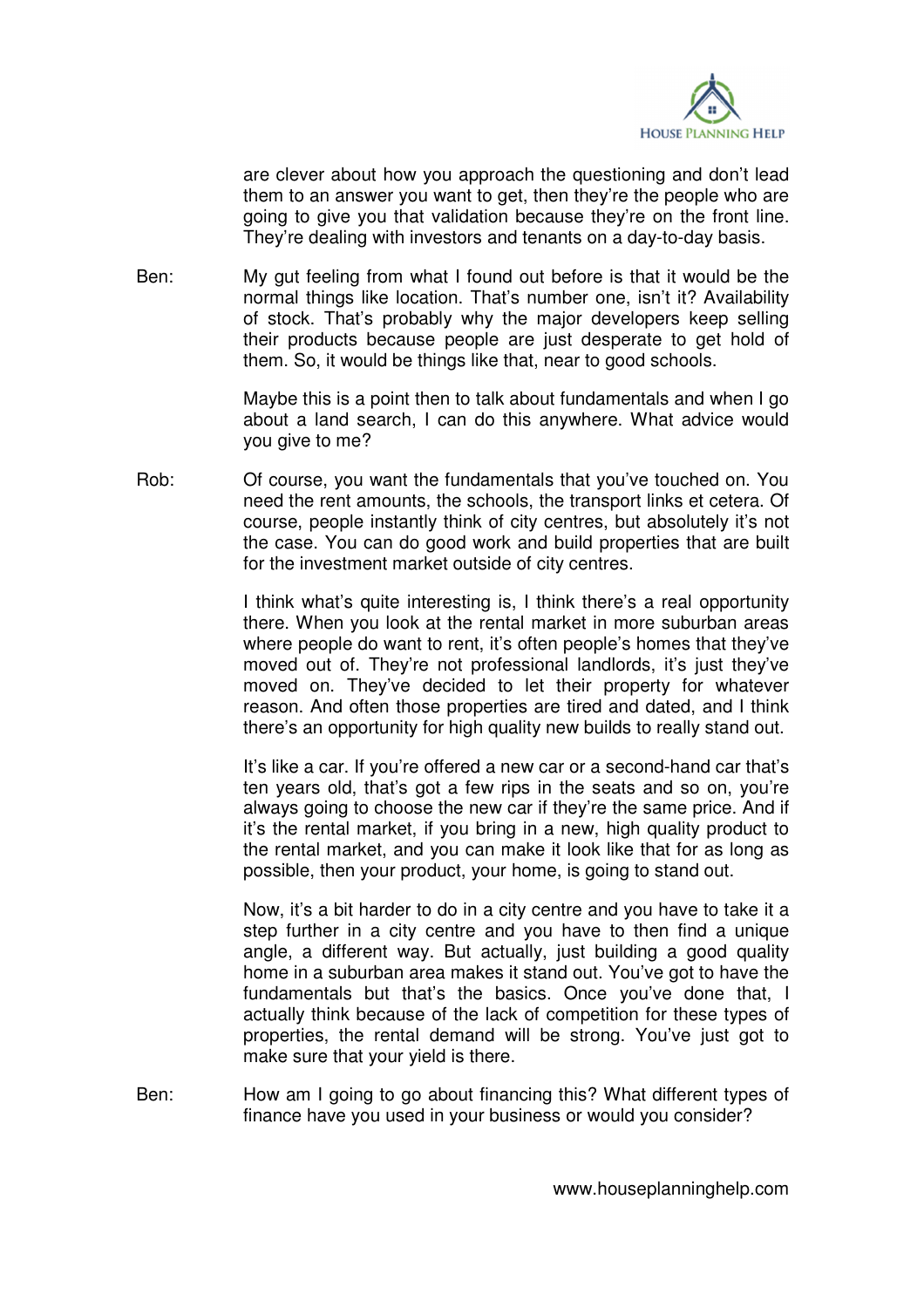are clever about how you approach the questioning and don't lead them to an answer you want to get, then they're the people who are going to give you that validation because they're on the front line. They're dealing with investors and tenants on a day-to-day basis.

Ben: My gut feeling from what I found out before is that it would be the normal things like location. That's number one, isn't it? Availability of stock. That's probably why the major developers keep selling their products because people are just desperate to get hold of them. So, it would be things like that, near to good schools.

Maybe this is a point then to talk about fundamentals and when I go about a land search, I can do this anywhere. What advice would you give to me?

Rob: Of course, you want the fundamentals that you've touched on. You need the rent amounts, the schools, the transport links et cetera. Of course, people instantly think of city centres, but absolutely it's not the case. You can do good work and build properties that are built for the investment market outside of city centres.

I think what's quite interesting is, I think there's a real opportunity there. When you look at the rental market in more suburban areas where people do want to rent, it's often people's homes that they've moved out of. They're not professional landlords, it's just they've moved on. They've decided to let their property for whatever reason. And often those properties are tired and dated, and I think there's an opportunity for high quality new builds to really stand out.

It's like a car. If you're offered a new car or a second-hand car that's ten years old, that's got a few rips in the seats and so on, you're always going to choose the new car if they're the same price. And if it's the rental market, if you bring in a new, high quality product to the rental market, and you can make it look like that for as long as possible, then your product, your home, is going to stand out.

Now, it's a bit harder to do in a city centre and you have to take it a step further in a city centre and you have to then find a unique angle, a different way. But actually, just building a good quality home in a suburban area makes it stand out. You've got to have the fundamentals but that's the basics. Once you've done that, I actually think because of the lack of competition for these types of properties, the rental demand will be strong. You've just got to make sure that your yield is there.

Ben: How am I going to go about financing this? What different types of finance have you used in your business or would you consider?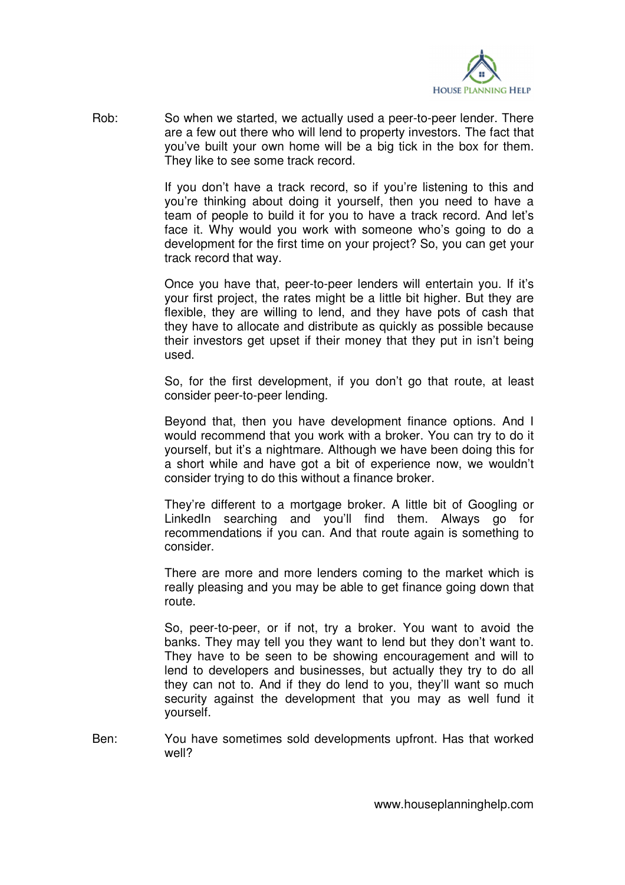Rob: So when we started, we actually used a peer-to-peer lender. There are a few out there who will lend to property investors. The fact that you've built your own home will be a big tick in the box for them. They like to see some track record.

If you don't have a track record, so if you're listening to this and you're thinking about doing it yourself, then you need to have a team of people to build it for you to have a track record. And let's face it. Why would you work with someone who's going to do a development for the first time on your project? So, you can get your track record that way.

Once you have that, peer-to-peer lenders will entertain you. If it's your first project, the rates might be a little bit higher. But they are flexible, they are willing to lend, and they have pots of cash that they have to allocate and distribute as quickly as possible because their investors get upset if their money that they put in isn't being used.

So, for the first development, if you don't go that route, at least consider peer-to-peer lending.

Beyond that, then you have development finance options. And I would recommend that you work with a broker. You can try to do it yourself, but it's a nightmare. Although we have been doing this for a short while and have got a bit of experience now, we wouldn't consider trying to do this without a finance broker.

They're different to a mortgage broker. A little bit of Googling or LinkedIn searching and you'll find them. Always go for recommendations if you can. And that route again is something to consider.

There are more and more lenders coming to the market which is really pleasing and you may be able to get finance going down that route.

So, peer-to-peer, or if not, try a broker. You want to avoid the banks. They may tell you they want to lend but they don't want to. They have to be seen to be showing encouragement and will to lend to developers and businesses, but actually they try to do all they can not to. And if they do lend to you, they'll want so much security against the development that you may as well fund it yourself.

Ben: You have sometimes sold developments upfront. Has that worked well?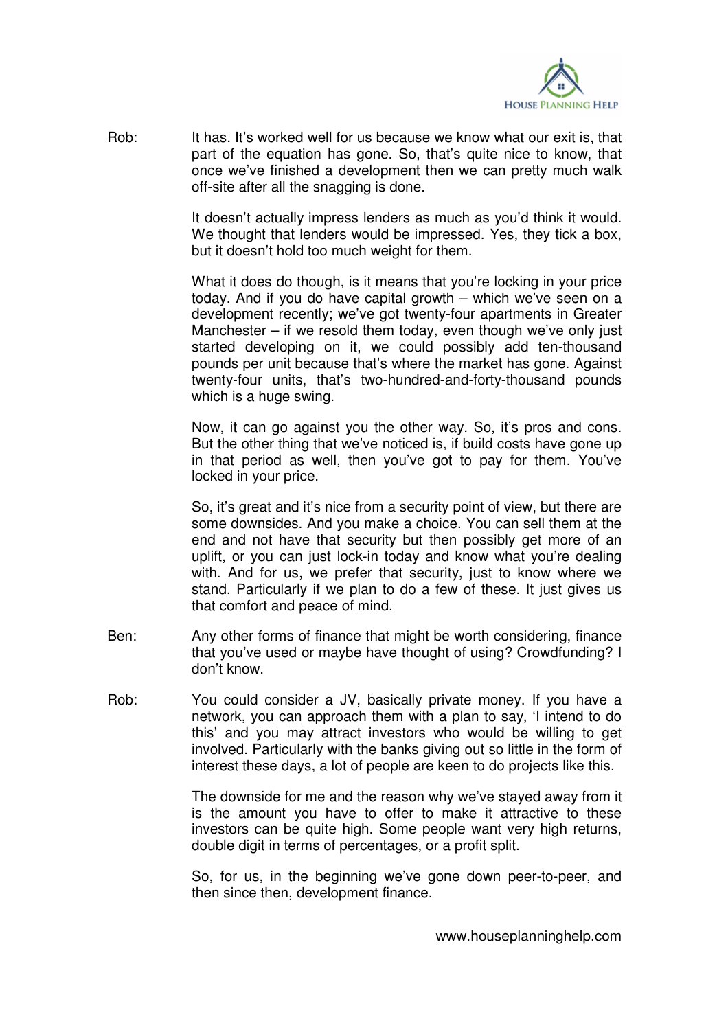Rob: It has. It's worked well for us because we know what our exit is, that part of the equation has gone. So, that's quite nice to know, that once we've finished a development then we can pretty much walk off-site after all the snagging is done.

It doesn't actually impress lenders as much as you'd think it would. We thought that lenders would be impressed. Yes, they tick a box, but it doesn't hold too much weight for them.

What it does do though, is it means that you're locking in your price today. And if you do have capital growth – which we've seen on a development recently; we've got twenty-four apartments in Greater Manchester – if we resold them today, even though we've only just started developing on it, we could possibly add ten-thousand pounds per unit because that's where the market has gone. Against twenty-four units, that's two-hundred-and-forty-thousand pounds which is a huge swing.

Now, it can go against you the other way. So, it's pros and cons. But the other thing that we've noticed is, if build costs have gone up in that period as well, then you've got to pay for them. You've locked in your price.

So, it's great and it's nice from a security point of view, but there are some downsides. And you make a choice. You can sell them at the end and not have that security but then possibly get more of an uplift, or you can just lock-in today and know what you're dealing with. And for us, we prefer that security, just to know where we stand. Particularly if we plan to do a few of these. It just gives us that comfort and peace of mind.

Ben: Any other forms of finance that might be worth considering, finance that you've used or maybe have thought of using? Crowdfunding? I don't know.

Rob: You could consider a JV, basically private money. If you have a network, you can approach them with a plan to say, 'I intend to do this' and you may attract investors who would be willing to get involved. Particularly with the banks giving out so little in the form of interest these days, a lot of people are keen to do projects like this.

The downside for me and the reason why we've stayed away from it is the amount you have to offer to make it attractive to these investors can be quite high. Some people want very high returns, double digit in terms of percentages, or a profit split.

So, for us, in the beginning we've gone down peer-to-peer, and then since then, development finance.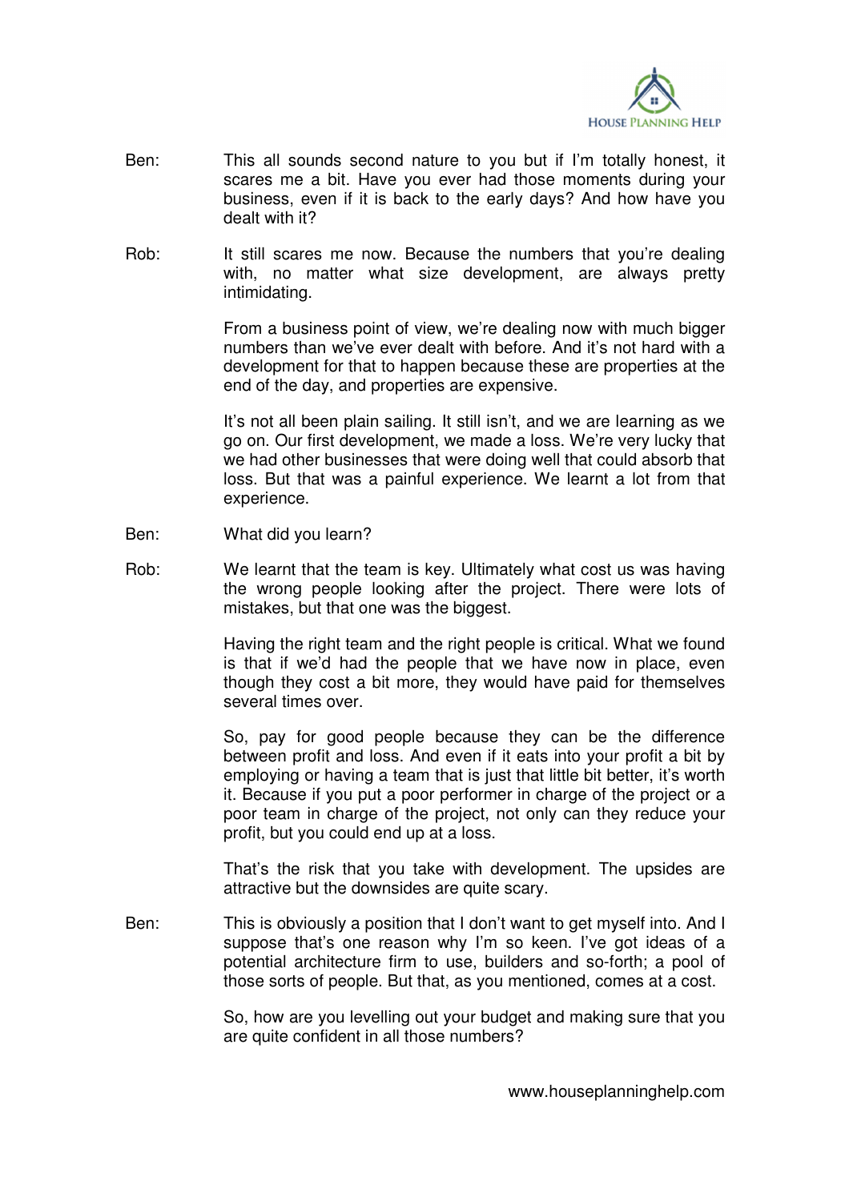Ben: This all sounds second nature to you but if I'm totally honest, it scares me a bit. Have you ever had those moments during your business, even if it is back to the early days? And how have you dealt with it?

Rob: It still scares me now. Because the numbers that you're dealing with, no matter what size development, are always pretty intimidating.

From a business point of view, we're dealing now with much bigger numbers than we've ever dealt with before. And it's not hard with a development for that to happen because these are properties at the end of the day, and properties are expensive.

It's not all been plain sailing. It still isn't, and we are learning as we go on. Our first development, we made a loss. We're very lucky that we had other businesses that were doing well that could absorb that loss. But that was a painful experience. We learnt a lot from that experience.

Ben: What did you learn?

Rob: We learnt that the team is key. Ultimately what cost us was having the wrong people looking after the project. There were lots of mistakes, but that one was the biggest.

Having the right team and the right people is critical. What we found is that if we'd had the people that we have now in place, even though they cost a bit more, they would have paid for themselves several times over.

So, pay for good people because they can be the difference between profit and loss. And even if it eats into your profit a bit by employing or having a team that is just that little bit better, it's worth it. Because if you put a poor performer in charge of the project or a poor team in charge of the project, not only can they reduce your profit, but you could end up at a loss.

That's the risk that you take with development. The upsides are attractive but the downsides are quite scary.

Ben: This is obviously a position that I don't want to get myself into. And I suppose that's one reason why I'm so keen. I've got ideas of a potential architecture firm to use, builders and so-forth; a pool of those sorts of people. But that, as you mentioned, comes at a cost.

So, how are you levelling out your budget and making sure that you are quite confident in all those numbers?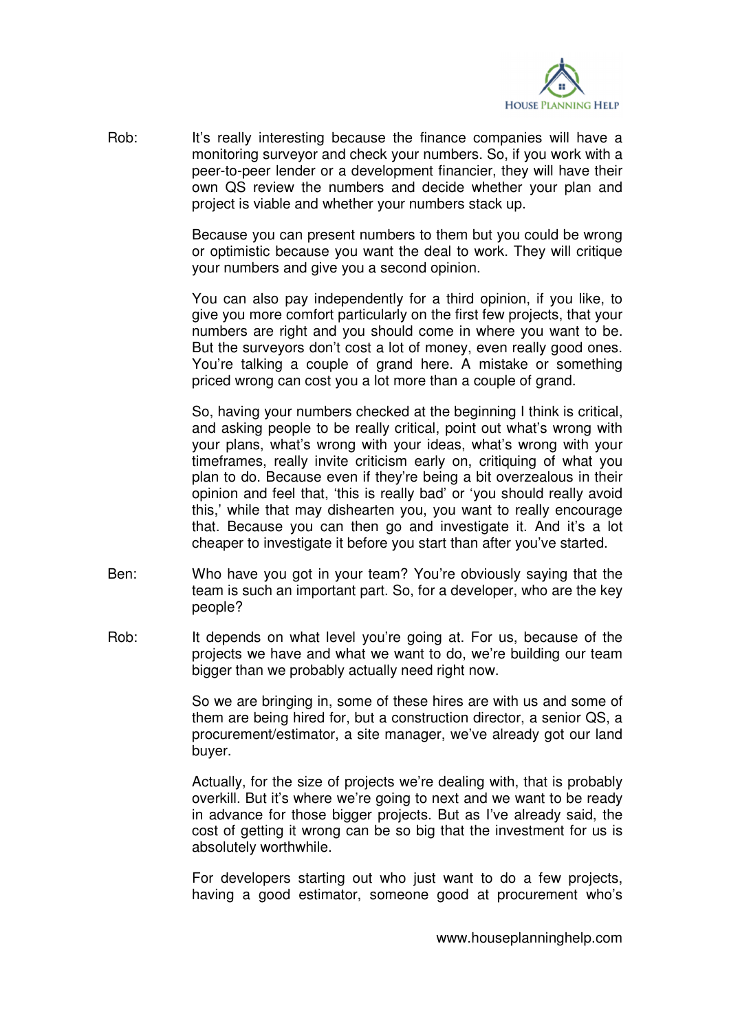Rob: It's really interesting because the finance companies will have a monitoring surveyor and check your numbers. So, if you work with a peer-to-peer lender or a development financier, they will have their own QS review the numbers and decide whether your plan and project is viable and whether your numbers stack up.

Because you can present numbers to them but you could be wrong or optimistic because you want the deal to work. They will critique your numbers and give you a second opinion.

You can also pay independently for a third opinion, if you like, to give you more comfort particularly on the first few projects, that your numbers are right and you should come in where you want to be. But the surveyors don't cost a lot of money, even really good ones. You're talking a couple of grand here. A mistake or something priced wrong can cost you a lot more than a couple of grand.

So, having your numbers checked at the beginning I think is critical, and asking people to be really critical, point out what's wrong with your plans, what's wrong with your ideas, what's wrong with your timeframes, really invite criticism early on, critiquing of what you plan to do. Because even if they're being a bit overzealous in their opinion and feel that, 'this is really bad' or 'you should really avoid this,' while that may dishearten you, you want to really encourage that. Because you can then go and investigate it. And it's a lot cheaper to investigate it before you start than after you've started.

Ben: Who have you got in your team? You're obviously saying that the team is such an important part. So, for a developer, who are the key people?

Rob: It depends on what level you're going at. For us, because of the projects we have and what we want to do, we're building our team bigger than we probably actually need right now.

So we are bringing in, some of these hires are with us and some of them are being hired for, but a construction director, a senior QS, a procurement/estimator, a site manager, we've already got our land buyer.

Actually, for the size of projects we're dealing with, that is probably overkill. But it's where we're going to next and we want to be ready in advance for those bigger projects. But as I've already said, the cost of getting it wrong can be so big that the investment for us is absolutely worthwhile.

For developers starting out who just want to do a few projects, having a good estimator, someone good at procurement who's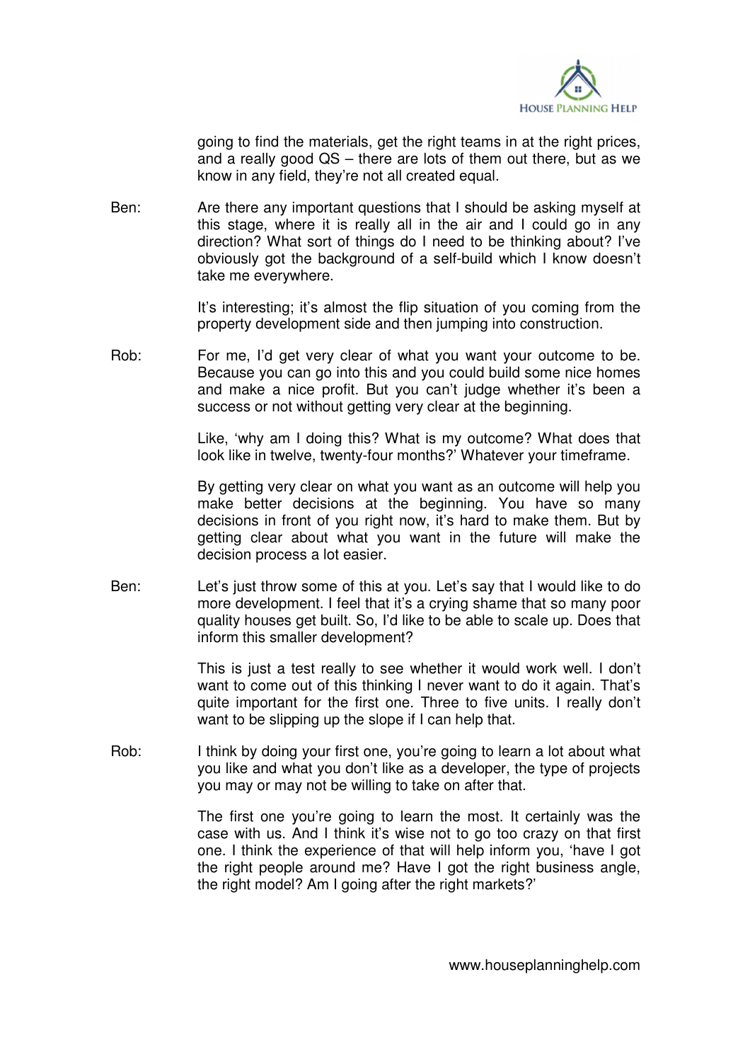going to find the materials, get the right teams in at the right prices, and a really good QS – there are lots of them out there, but as we know in any field, they're not all created equal.

Ben: Are there any important questions that I should be asking myself at this stage, where it is really all in the air and I could go in any direction? What sort of things do I need to be thinking about? I've obviously got the background of a self-build which I know doesn't take me everywhere.

It's interesting; it's almost the flip situation of you coming from the property development side and then jumping into construction.

Rob: For me, I'd get very clear of what you want your outcome to be. Because you can go into this and you could build some nice homes and make a nice profit. But you can't judge whether it's been a success or not without getting very clear at the beginning.

Like, 'why am I doing this? What is my outcome? What does that look like in twelve, twenty-four months?' Whatever your timeframe.

By getting very clear on what you want as an outcome will help you make better decisions at the beginning. You have so many decisions in front of you right now, it's hard to make them. But by getting clear about what you want in the future will make the decision process a lot easier.

Ben: Let's just throw some of this at you. Let's say that I would like to do more development. I feel that it's a crying shame that so many poor quality houses get built. So, I'd like to be able to scale up. Does that inform this smaller development?

This is just a test really to see whether it would work well. I don't want to come out of this thinking I never want to do it again. That's quite important for the first one. Three to five units. I really don't want to be slipping up the slope if I can help that.

Rob: I think by doing your first one, you're going to learn a lot about what you like and what you don't like as a developer, the type of projects you may or may not be willing to take on after that.

The first one you're going to learn the most. It certainly was the case with us. And I think it's wise not to go too crazy on that first one. I think the experience of that will help inform you, 'have I got the right people around me? Have I got the right business angle, the right model? Am I going after the right markets?'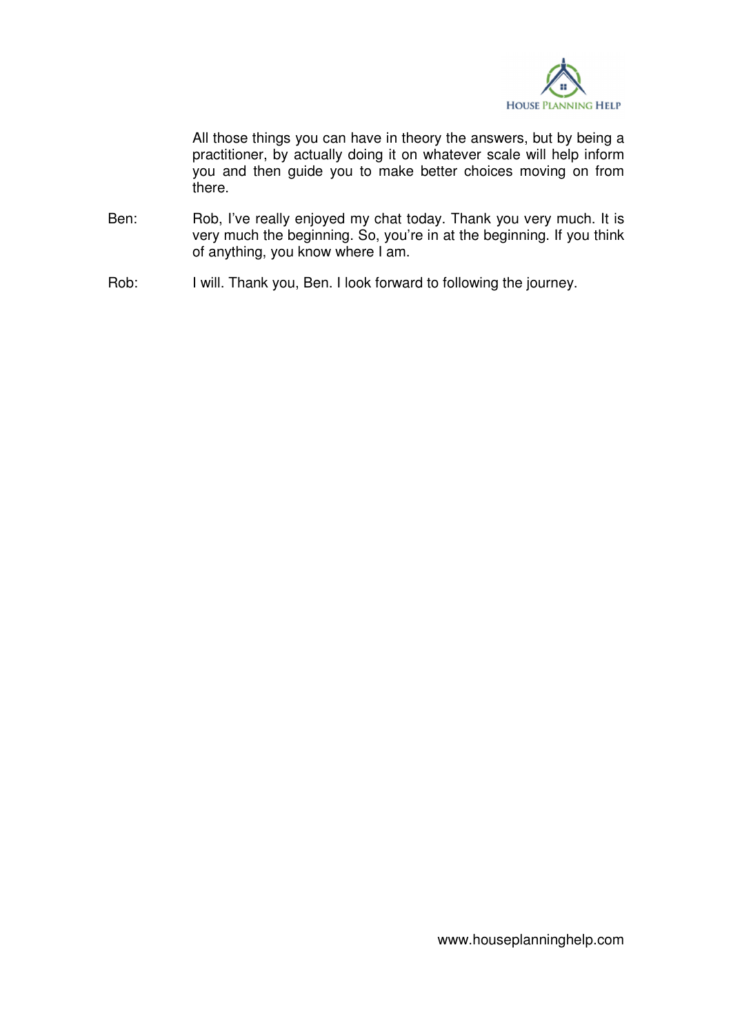All those things you can have in theory the answers, but by being a practitioner, by actually doing it on whatever scale will help inform you and then guide you to make better choices moving on from there.

Ben: Rob, I've really enjoyed my chat today. Thank you very much. It is very much the beginning. So, you're in at the beginning. If you think of anything, you know where I am.

Rob: I will. Thank you, Ben. I look forward to following the journey.